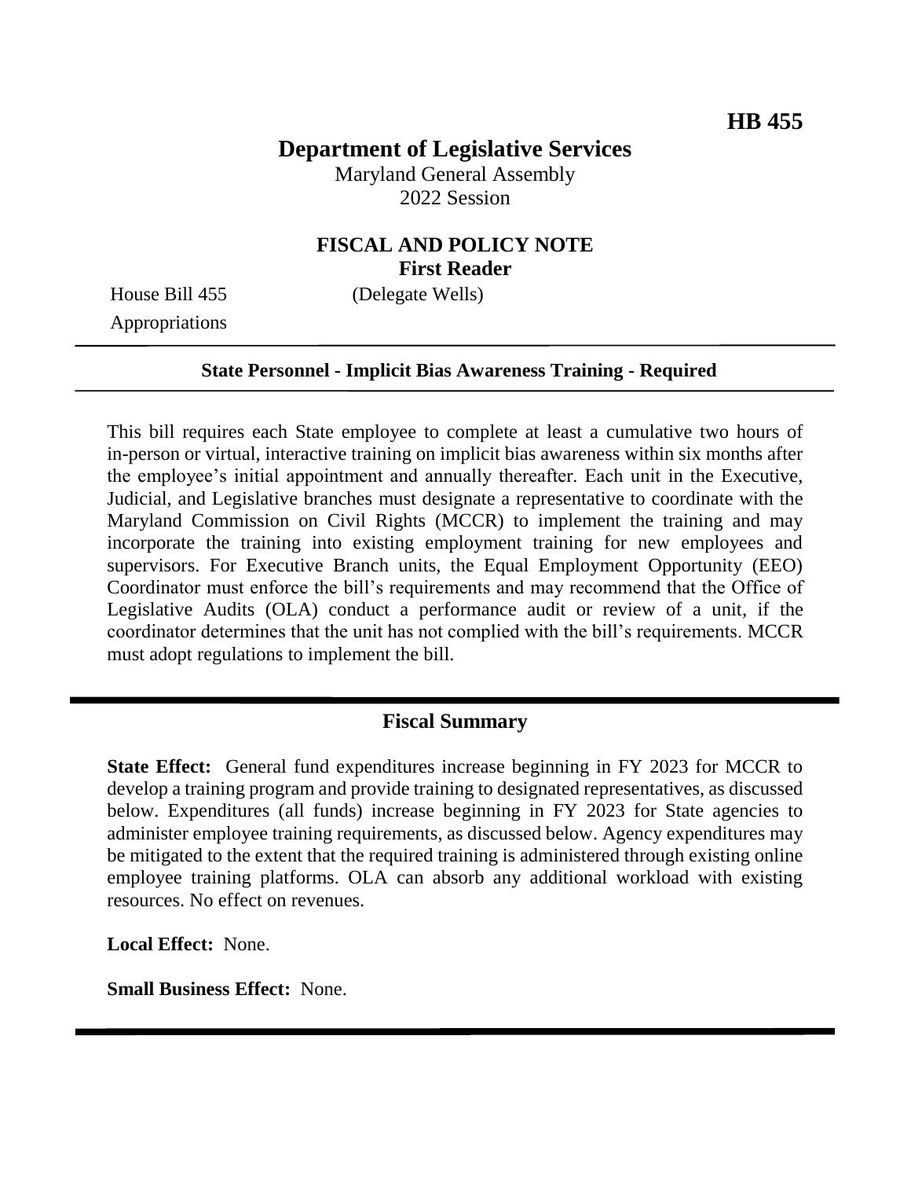**HB 455**

# Department of Legislative Services

Maryland General Assembly
2022 Session

## FISCAL AND POLICY NOTE
**First Reader**

House Bill 455 (Delegate Wells)
Appropriations

---

**State Personnel - Implicit Bias Awareness Training - Required**

---

This bill requires each State employee to complete at least a cumulative two hours of in-person or virtual, interactive training on implicit bias awareness within six months after the employee's initial appointment and annually thereafter. Each unit in the Executive, Judicial, and Legislative branches must designate a representative to coordinate with the Maryland Commission on Civil Rights (MCCR) to implement the training and may incorporate the training into existing employment training for new employees and supervisors. For Executive Branch units, the Equal Employment Opportunity (EEO) Coordinator must enforce the bill's requirements and may recommend that the Office of Legislative Audits (OLA) conduct a performance audit or review of a unit, if the coordinator determines that the unit has not complied with the bill's requirements. MCCR must adopt regulations to implement the bill.

---

## Fiscal Summary

**State Effect:** General fund expenditures increase beginning in FY 2023 for MCCR to develop a training program and provide training to designated representatives, as discussed below. Expenditures (all funds) increase beginning in FY 2023 for State agencies to administer employee training requirements, as discussed below. Agency expenditures may be mitigated to the extent that the required training is administered through existing online employee training platforms. OLA can absorb any additional workload with existing resources. No effect on revenues.

**Local Effect:** None.

**Small Business Effect:** None.

---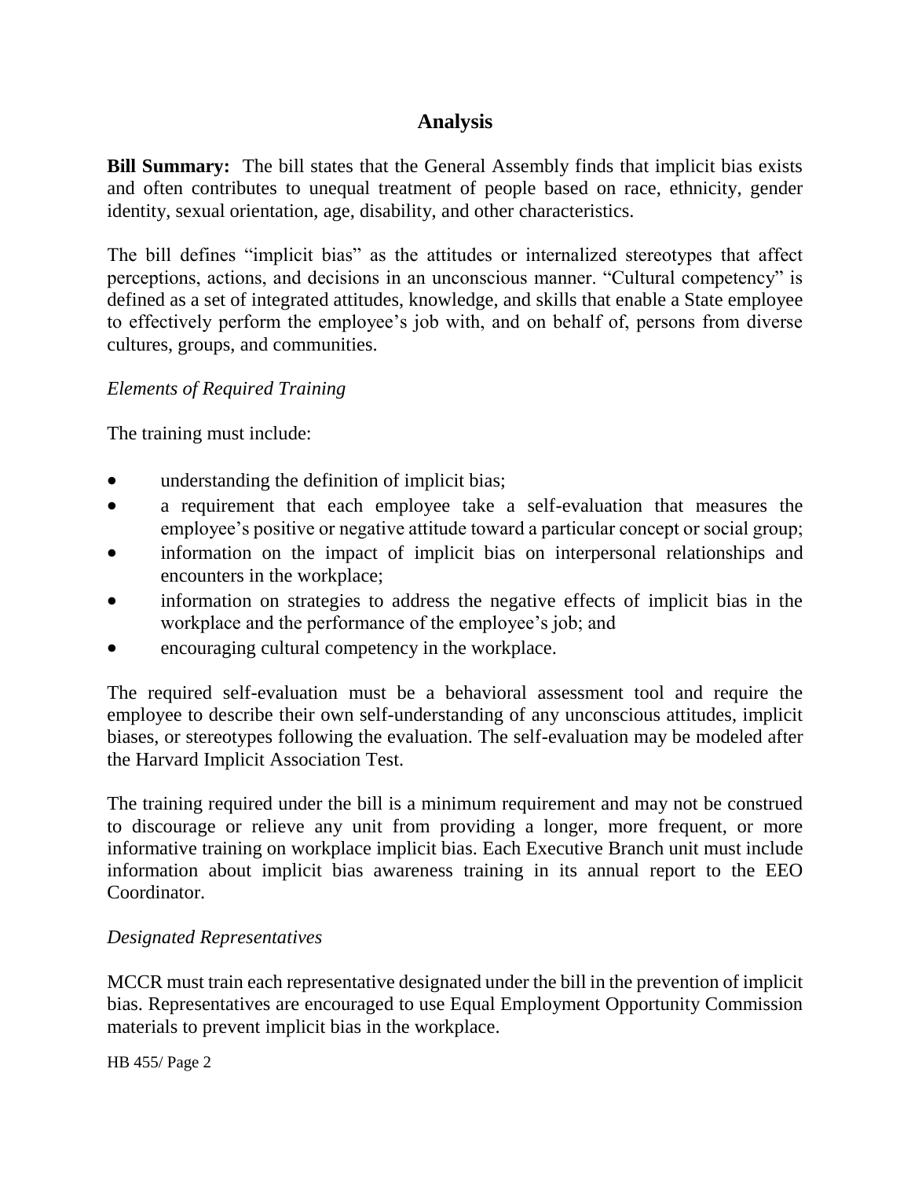## Analysis

**Bill Summary:** The bill states that the General Assembly finds that implicit bias exists and often contributes to unequal treatment of people based on race, ethnicity, gender identity, sexual orientation, age, disability, and other characteristics.

The bill defines "implicit bias" as the attitudes or internalized stereotypes that affect perceptions, actions, and decisions in an unconscious manner. "Cultural competency" is defined as a set of integrated attitudes, knowledge, and skills that enable a State employee to effectively perform the employee's job with, and on behalf of, persons from diverse cultures, groups, and communities.

*Elements of Required Training*

The training must include:

- understanding the definition of implicit bias;
- a requirement that each employee take a self-evaluation that measures the employee's positive or negative attitude toward a particular concept or social group;
- information on the impact of implicit bias on interpersonal relationships and encounters in the workplace;
- information on strategies to address the negative effects of implicit bias in the workplace and the performance of the employee's job; and
- encouraging cultural competency in the workplace.

The required self-evaluation must be a behavioral assessment tool and require the employee to describe their own self-understanding of any unconscious attitudes, implicit biases, or stereotypes following the evaluation. The self-evaluation may be modeled after the Harvard Implicit Association Test.

The training required under the bill is a minimum requirement and may not be construed to discourage or relieve any unit from providing a longer, more frequent, or more informative training on workplace implicit bias. Each Executive Branch unit must include information about implicit bias awareness training in its annual report to the EEO Coordinator.

*Designated Representatives*

MCCR must train each representative designated under the bill in the prevention of implicit bias. Representatives are encouraged to use Equal Employment Opportunity Commission materials to prevent implicit bias in the workplace.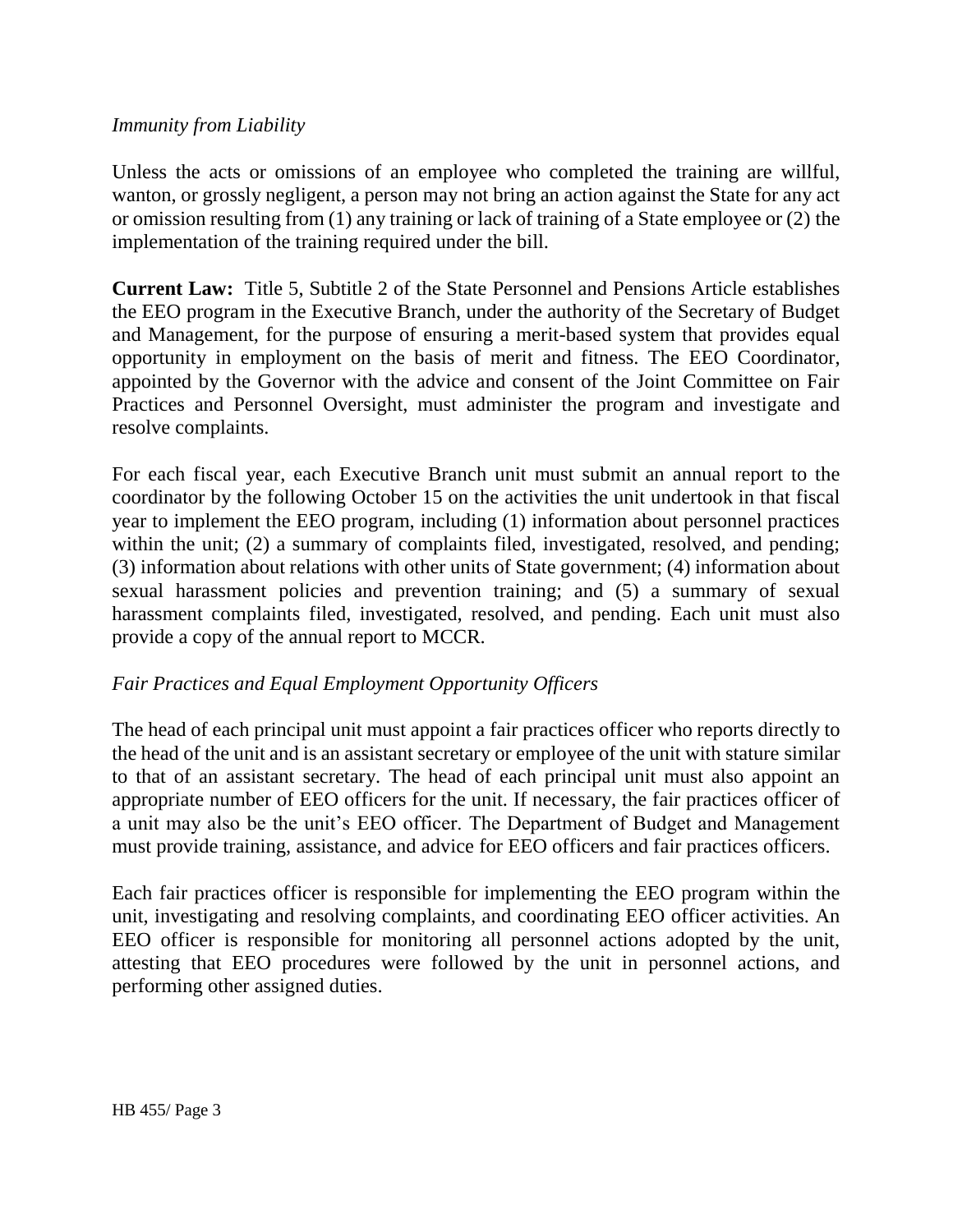*Immunity from Liability*

Unless the acts or omissions of an employee who completed the training are willful, wanton, or grossly negligent, a person may not bring an action against the State for any act or omission resulting from (1) any training or lack of training of a State employee or (2) the implementation of the training required under the bill.

**Current Law:** Title 5, Subtitle 2 of the State Personnel and Pensions Article establishes the EEO program in the Executive Branch, under the authority of the Secretary of Budget and Management, for the purpose of ensuring a merit-based system that provides equal opportunity in employment on the basis of merit and fitness. The EEO Coordinator, appointed by the Governor with the advice and consent of the Joint Committee on Fair Practices and Personnel Oversight, must administer the program and investigate and resolve complaints.

For each fiscal year, each Executive Branch unit must submit an annual report to the coordinator by the following October 15 on the activities the unit undertook in that fiscal year to implement the EEO program, including (1) information about personnel practices within the unit; (2) a summary of complaints filed, investigated, resolved, and pending; (3) information about relations with other units of State government; (4) information about sexual harassment policies and prevention training; and (5) a summary of sexual harassment complaints filed, investigated, resolved, and pending. Each unit must also provide a copy of the annual report to MCCR.

*Fair Practices and Equal Employment Opportunity Officers*

The head of each principal unit must appoint a fair practices officer who reports directly to the head of the unit and is an assistant secretary or employee of the unit with stature similar to that of an assistant secretary. The head of each principal unit must also appoint an appropriate number of EEO officers for the unit. If necessary, the fair practices officer of a unit may also be the unit's EEO officer. The Department of Budget and Management must provide training, assistance, and advice for EEO officers and fair practices officers.

Each fair practices officer is responsible for implementing the EEO program within the unit, investigating and resolving complaints, and coordinating EEO officer activities. An EEO officer is responsible for monitoring all personnel actions adopted by the unit, attesting that EEO procedures were followed by the unit in personnel actions, and performing other assigned duties.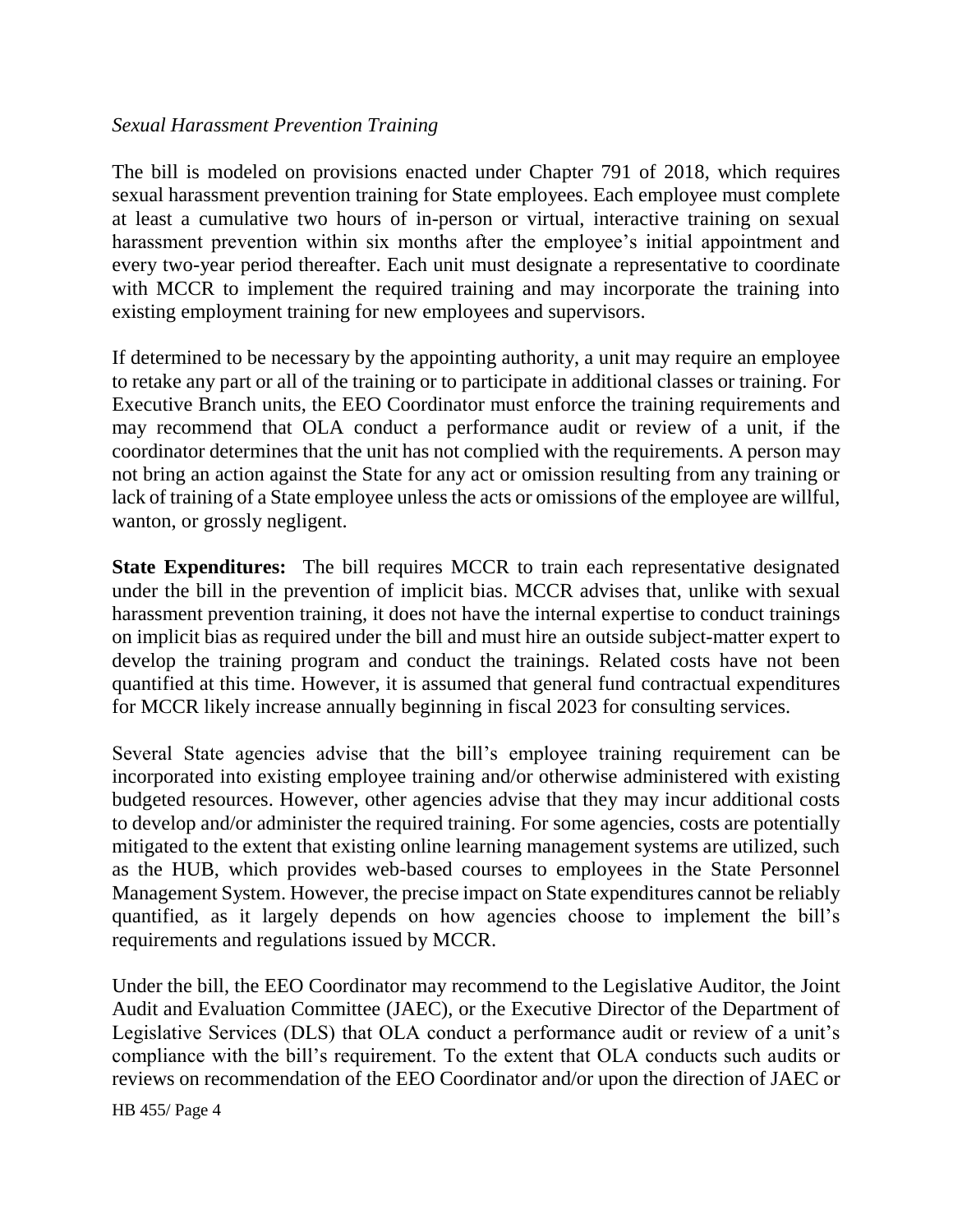*Sexual Harassment Prevention Training*

The bill is modeled on provisions enacted under Chapter 791 of 2018, which requires sexual harassment prevention training for State employees. Each employee must complete at least a cumulative two hours of in-person or virtual, interactive training on sexual harassment prevention within six months after the employee's initial appointment and every two-year period thereafter. Each unit must designate a representative to coordinate with MCCR to implement the required training and may incorporate the training into existing employment training for new employees and supervisors.

If determined to be necessary by the appointing authority, a unit may require an employee to retake any part or all of the training or to participate in additional classes or training. For Executive Branch units, the EEO Coordinator must enforce the training requirements and may recommend that OLA conduct a performance audit or review of a unit, if the coordinator determines that the unit has not complied with the requirements. A person may not bring an action against the State for any act or omission resulting from any training or lack of training of a State employee unless the acts or omissions of the employee are willful, wanton, or grossly negligent.

**State Expenditures:** The bill requires MCCR to train each representative designated under the bill in the prevention of implicit bias. MCCR advises that, unlike with sexual harassment prevention training, it does not have the internal expertise to conduct trainings on implicit bias as required under the bill and must hire an outside subject-matter expert to develop the training program and conduct the trainings. Related costs have not been quantified at this time. However, it is assumed that general fund contractual expenditures for MCCR likely increase annually beginning in fiscal 2023 for consulting services.

Several State agencies advise that the bill's employee training requirement can be incorporated into existing employee training and/or otherwise administered with existing budgeted resources. However, other agencies advise that they may incur additional costs to develop and/or administer the required training. For some agencies, costs are potentially mitigated to the extent that existing online learning management systems are utilized, such as the HUB, which provides web-based courses to employees in the State Personnel Management System. However, the precise impact on State expenditures cannot be reliably quantified, as it largely depends on how agencies choose to implement the bill's requirements and regulations issued by MCCR.

Under the bill, the EEO Coordinator may recommend to the Legislative Auditor, the Joint Audit and Evaluation Committee (JAEC), or the Executive Director of the Department of Legislative Services (DLS) that OLA conduct a performance audit or review of a unit's compliance with the bill's requirement. To the extent that OLA conducts such audits or reviews on recommendation of the EEO Coordinator and/or upon the direction of JAEC or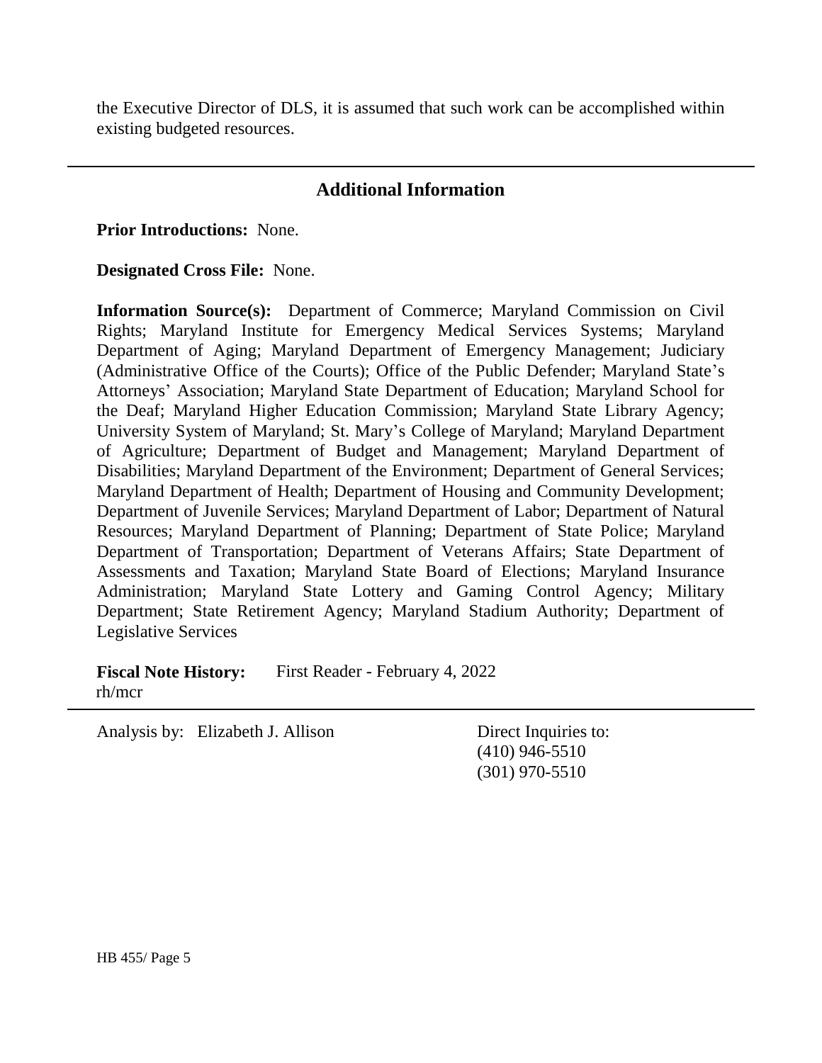the Executive Director of DLS, it is assumed that such work can be accomplished within existing budgeted resources.

---

## Additional Information

**Prior Introductions:** None.

**Designated Cross File:** None.

**Information Source(s):** Department of Commerce; Maryland Commission on Civil Rights; Maryland Institute for Emergency Medical Services Systems; Maryland Department of Aging; Maryland Department of Emergency Management; Judiciary (Administrative Office of the Courts); Office of the Public Defender; Maryland State's Attorneys' Association; Maryland State Department of Education; Maryland School for the Deaf; Maryland Higher Education Commission; Maryland State Library Agency; University System of Maryland; St. Mary's College of Maryland; Maryland Department of Agriculture; Department of Budget and Management; Maryland Department of Disabilities; Maryland Department of the Environment; Department of General Services; Maryland Department of Health; Department of Housing and Community Development; Department of Juvenile Services; Maryland Department of Labor; Department of Natural Resources; Maryland Department of Planning; Department of State Police; Maryland Department of Transportation; Department of Veterans Affairs; State Department of Assessments and Taxation; Maryland State Board of Elections; Maryland Insurance Administration; Maryland State Lottery and Gaming Control Agency; Military Department; State Retirement Agency; Maryland Stadium Authority; Department of Legislative Services

**Fiscal Note History:** First Reader - February 4, 2022
rh/mcr

---

Analysis by: Elizabeth J. Allison

Direct Inquiries to:
(410) 946-5510
(301) 970-5510